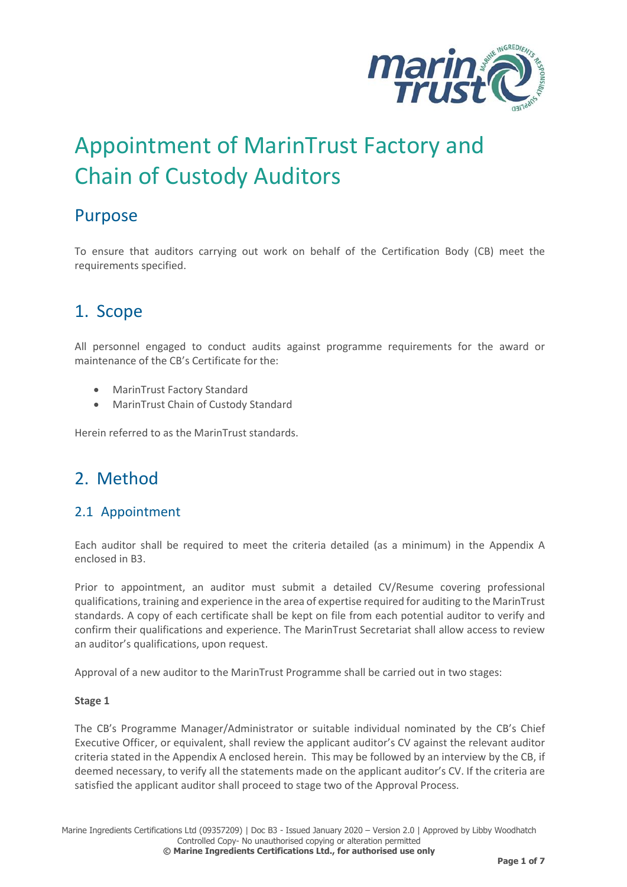# Appointment of MarinTrust Factory and Chain of Custody Auditors

## Purpose

To ensure that auditors carrying out work on behalf of the Certification Body (CB) meet the requirements specified.

## 1. Scope

All personnel engaged to conduct audits against programme requirements for the award or maintenance of the CB's Certificate for the:

- MarinTrust Factory Standard
- MarinTrust Chain of Custody Standard

Herein referred to as the MarinTrust standards.

## 2. Method

### 2.1 Appointment

Each auditor shall be required to meet the criteria detailed (as a minimum) in the Appendix A enclosed in B3.

Prior to appointment, an auditor must submit a detailed CV/Resume covering professional qualifications, training and experience in the area of expertise required for auditing to the MarinTrust standards. A copy of each certificate shall be kept on file from each potential auditor to verify and confirm their qualifications and experience. The MarinTrust Secretariat shall allow access to review an auditor's qualifications, upon request.

Approval of a new auditor to the MarinTrust Programme shall be carried out in two stages:

**Stage 1**

The CB's Programme Manager/Administrator or suitable individual nominated by the CB's Chief Executive Officer, or equivalent, shall review the applicant auditor's CV against the relevant auditor criteria stated in the Appendix A enclosed herein. This may be followed by an interview by the CB, if deemed necessary, to verify all the statements made on the applicant auditor's CV. If the criteria are satisfied the applicant auditor shall proceed to stage two of the Approval Process.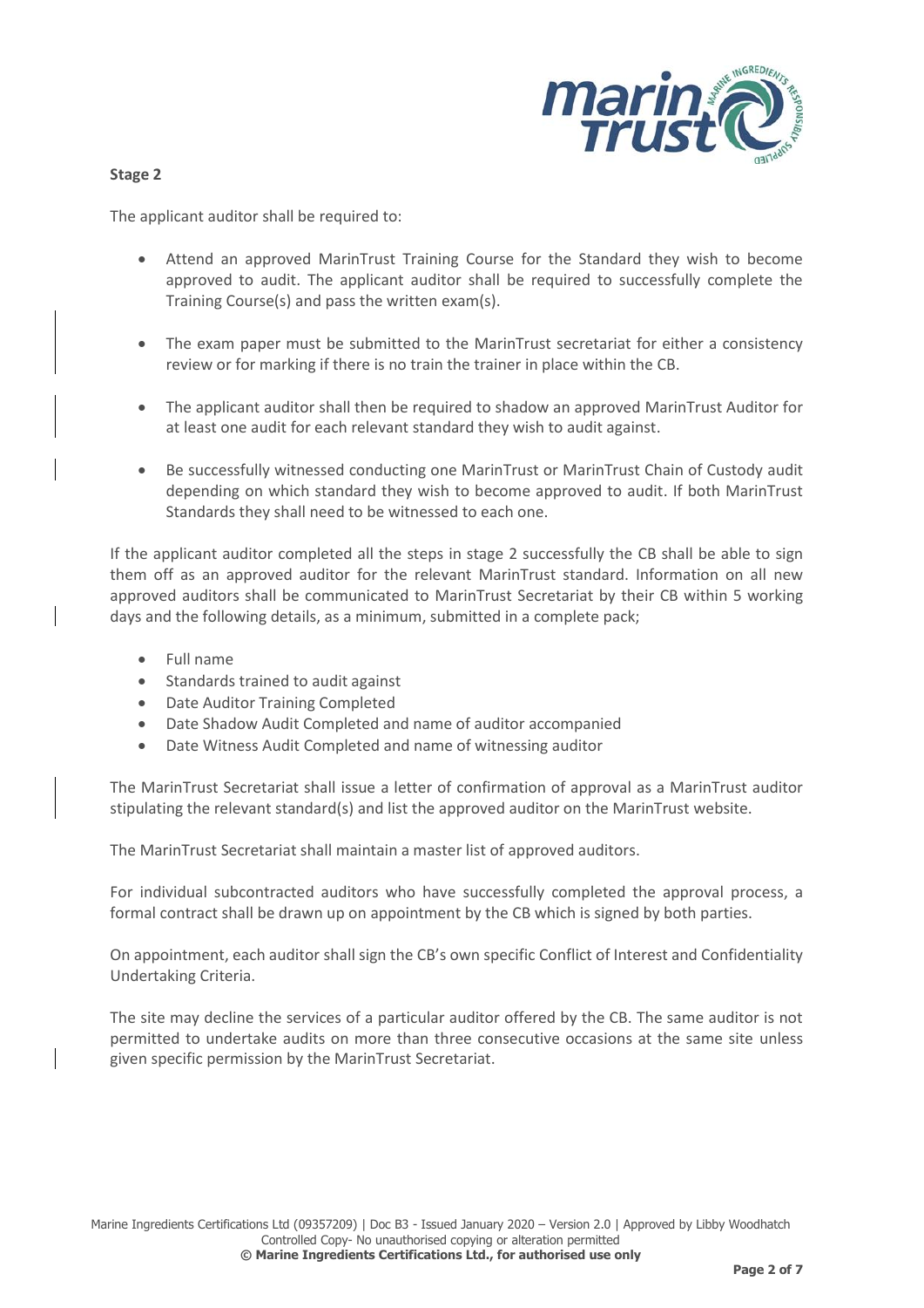**Stage 2**

The applicant auditor shall be required to:

- Attend an approved MarinTrust Training Course for the Standard they wish to become approved to audit. The applicant auditor shall be required to successfully complete the Training Course(s) and pass the written exam(s).
- The exam paper must be submitted to the MarinTrust secretariat for either a consistency review or for marking if there is no train the trainer in place within the CB.
- The applicant auditor shall then be required to shadow an approved MarinTrust Auditor for at least one audit for each relevant standard they wish to audit against.
- Be successfully witnessed conducting one MarinTrust or MarinTrust Chain of Custody audit depending on which standard they wish to become approved to audit. If both MarinTrust Standards they shall need to be witnessed to each one.

If the applicant auditor completed all the steps in stage 2 successfully the CB shall be able to sign them off as an approved auditor for the relevant MarinTrust standard. Information on all new approved auditors shall be communicated to MarinTrust Secretariat by their CB within 5 working days and the following details, as a minimum, submitted in a complete pack;

- Full name
- Standards trained to audit against
- Date Auditor Training Completed
- Date Shadow Audit Completed and name of auditor accompanied
- Date Witness Audit Completed and name of witnessing auditor

The MarinTrust Secretariat shall issue a letter of confirmation of approval as a MarinTrust auditor stipulating the relevant standard(s) and list the approved auditor on the MarinTrust website.

The MarinTrust Secretariat shall maintain a master list of approved auditors.

For individual subcontracted auditors who have successfully completed the approval process, a formal contract shall be drawn up on appointment by the CB which is signed by both parties.

On appointment, each auditor shall sign the CB's own specific Conflict of Interest and Confidentiality Undertaking Criteria.

The site may decline the services of a particular auditor offered by the CB. The same auditor is not permitted to undertake audits on more than three consecutive occasions at the same site unless given specific permission by the MarinTrust Secretariat.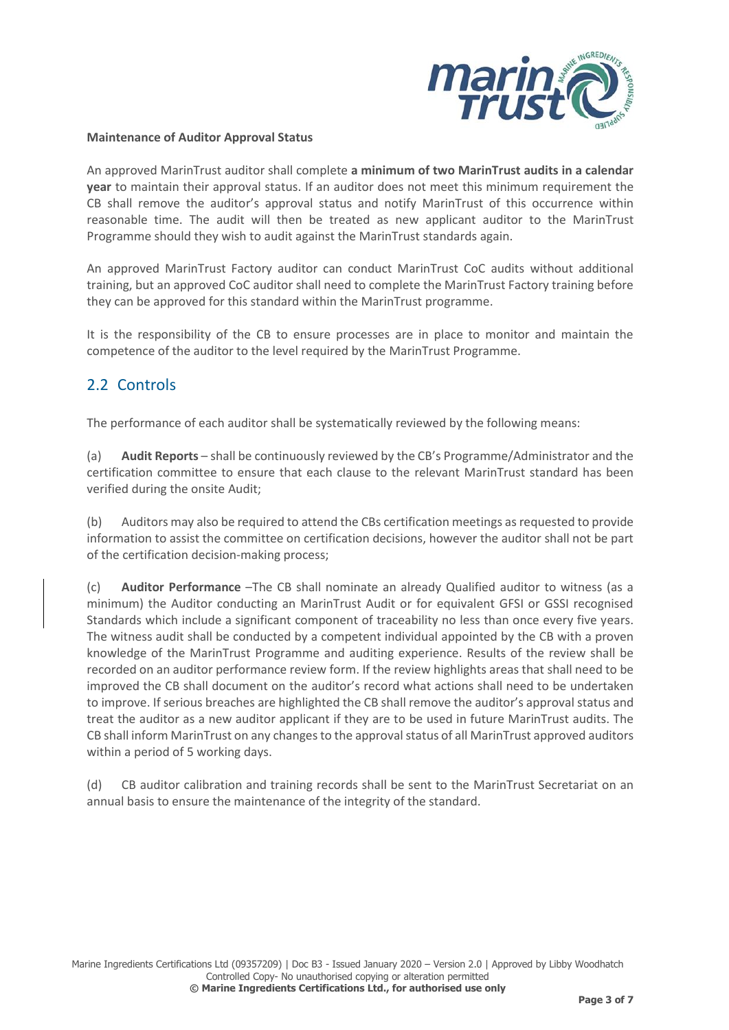**Maintenance of Auditor Approval Status**

An approved MarinTrust auditor shall complete **a minimum of two MarinTrust audits in a calendar year** to maintain their approval status. If an auditor does not meet this minimum requirement the CB shall remove the auditor's approval status and notify MarinTrust of this occurrence within reasonable time. The audit will then be treated as new applicant auditor to the MarinTrust Programme should they wish to audit against the MarinTrust standards again.

An approved MarinTrust Factory auditor can conduct MarinTrust CoC audits without additional training, but an approved CoC auditor shall need to complete the MarinTrust Factory training before they can be approved for this standard within the MarinTrust programme.

It is the responsibility of the CB to ensure processes are in place to monitor and maintain the competence of the auditor to the level required by the MarinTrust Programme.

## 2.2 Controls

The performance of each auditor shall be systematically reviewed by the following means:

(a) **Audit Reports** – shall be continuously reviewed by the CB's Programme/Administrator and the certification committee to ensure that each clause to the relevant MarinTrust standard has been verified during the onsite Audit;

(b) Auditors may also be required to attend the CBs certification meetings as requested to provide information to assist the committee on certification decisions, however the auditor shall not be part of the certification decision-making process;

(c) **Auditor Performance** –The CB shall nominate an already Qualified auditor to witness (as a minimum) the Auditor conducting an MarinTrust Audit or for equivalent GFSI or GSSI recognised Standards which include a significant component of traceability no less than once every five years. The witness audit shall be conducted by a competent individual appointed by the CB with a proven knowledge of the MarinTrust Programme and auditing experience. Results of the review shall be recorded on an auditor performance review form. If the review highlights areas that shall need to be improved the CB shall document on the auditor's record what actions shall need to be undertaken to improve. If serious breaches are highlighted the CB shall remove the auditor's approval status and treat the auditor as a new auditor applicant if they are to be used in future MarinTrust audits. The CB shall inform MarinTrust on any changes to the approval status of all MarinTrust approved auditors within a period of 5 working days.

(d) CB auditor calibration and training records shall be sent to the MarinTrust Secretariat on an annual basis to ensure the maintenance of the integrity of the standard.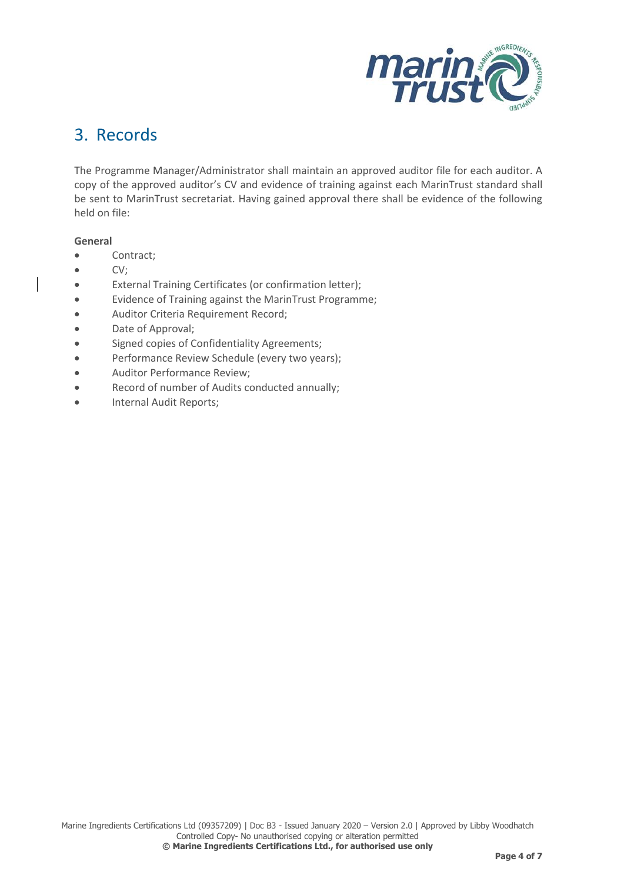## 3. Records

The Programme Manager/Administrator shall maintain an approved auditor file for each auditor. A copy of the approved auditor's CV and evidence of training against each MarinTrust standard shall be sent to MarinTrust secretariat. Having gained approval there shall be evidence of the following held on file:

**General**

- Contract;
- CV;
- External Training Certificates (or confirmation letter);
- Evidence of Training against the MarinTrust Programme;
- Auditor Criteria Requirement Record;
- Date of Approval;
- Signed copies of Confidentiality Agreements;
- Performance Review Schedule (every two years);
- Auditor Performance Review;
- Record of number of Audits conducted annually;
- Internal Audit Reports;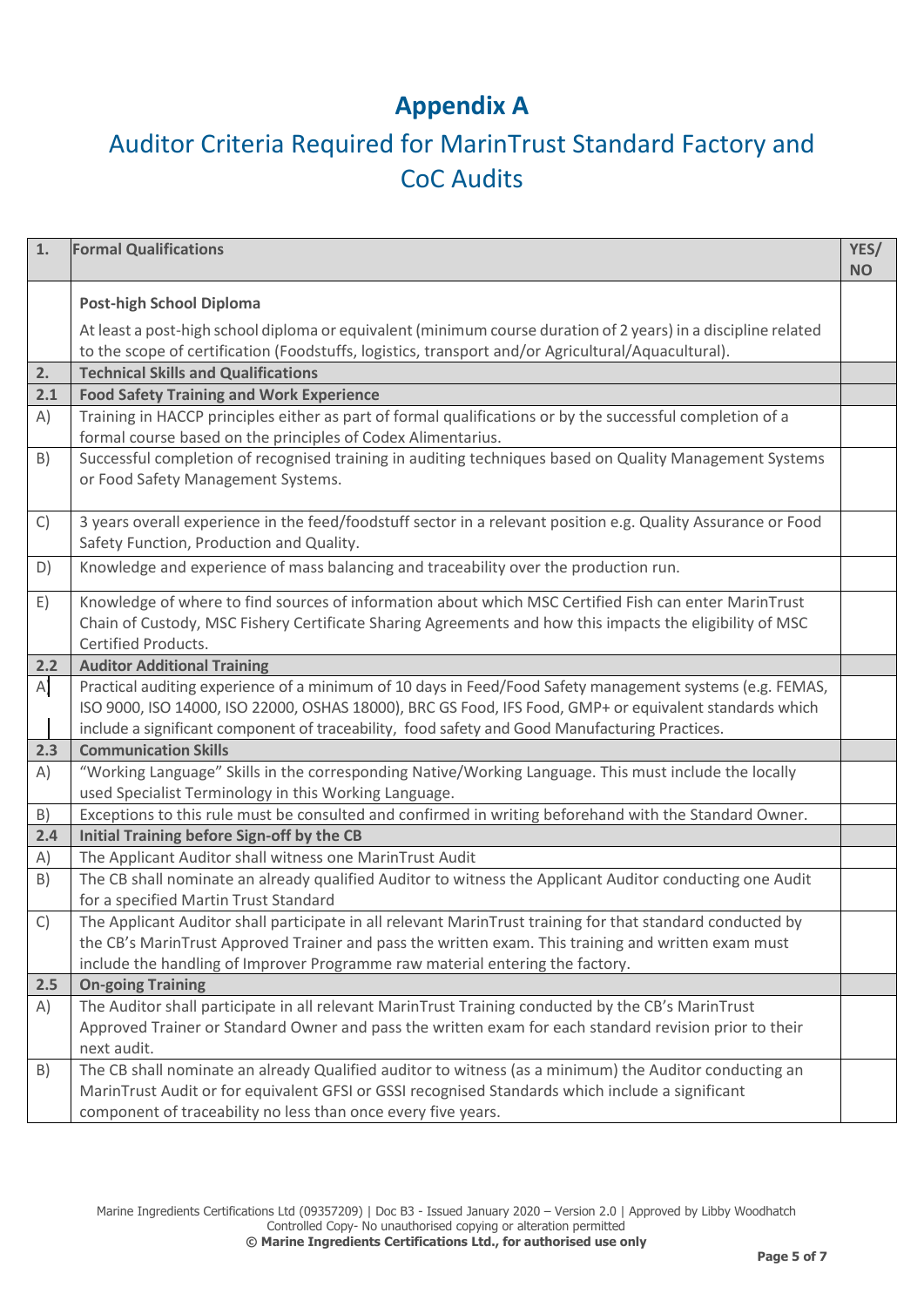# Appendix A

## Auditor Criteria Required for MarinTrust Standard Factory and CoC Audits

| 1. | Formal Qualifications | YES/ NO |
|---|---|---|
| | **Post-high School Diploma**<br>At least a post-high school diploma or equivalent (minimum course duration of 2 years) in a discipline related to the scope of certification (Foodstuffs, logistics, transport and/or Agricultural/Aquacultural). | |
| **2.** | **Technical Skills and Qualifications** | |
| **2.1** | **Food Safety Training and Work Experience** | |
| A) | Training in HACCP principles either as part of formal qualifications or by the successful completion of a formal course based on the principles of Codex Alimentarius. | |
| B) | Successful completion of recognised training in auditing techniques based on Quality Management Systems or Food Safety Management Systems. | |
| C) | 3 years overall experience in the feed/foodstuff sector in a relevant position e.g. Quality Assurance or Food Safety Function, Production and Quality. | |
| D) | Knowledge and experience of mass balancing and traceability over the production run. | |
| E) | Knowledge of where to find sources of information about which MSC Certified Fish can enter MarinTrust Chain of Custody, MSC Fishery Certificate Sharing Agreements and how this impacts the eligibility of MSC Certified Products. | |
| **2.2** | **Auditor Additional Training** | |
| A) | Practical auditing experience of a minimum of 10 days in Feed/Food Safety management systems (e.g. FEMAS, ISO 9000, ISO 14000, ISO 22000, OSHAS 18000), BRC GS Food, IFS Food, GMP+ or equivalent standards which include a significant component of traceability, food safety and Good Manufacturing Practices. | |
| **2.3** | **Communication Skills** | |
| A) | "Working Language" Skills in the corresponding Native/Working Language. This must include the locally used Specialist Terminology in this Working Language. | |
| B) | Exceptions to this rule must be consulted and confirmed in writing beforehand with the Standard Owner. | |
| **2.4** | **Initial Training before Sign-off by the CB** | |
| A) | The Applicant Auditor shall witness one MarinTrust Audit | |
| B) | The CB shall nominate an already qualified Auditor to witness the Applicant Auditor conducting one Audit for a specified Martin Trust Standard | |
| C) | The Applicant Auditor shall participate in all relevant MarinTrust training for that standard conducted by the CB's MarinTrust Approved Trainer and pass the written exam. This training and written exam must include the handling of Improver Programme raw material entering the factory. | |
| **2.5** | **On-going Training** | |
| A) | The Auditor shall participate in all relevant MarinTrust Training conducted by the CB's MarinTrust Approved Trainer or Standard Owner and pass the written exam for each standard revision prior to their next audit. | |
| B) | The CB shall nominate an already Qualified auditor to witness (as a minimum) the Auditor conducting an MarinTrust Audit or for equivalent GFSI or GSSI recognised Standards which include a significant component of traceability no less than once every five years. | |

Marine Ingredients Certifications Ltd (09357209) | Doc B3 - Issued January 2020 – Version 2.0 | Approved by Libby Woodhatch
Controlled Copy- No unauthorised copying or alteration permitted
**© Marine Ingredients Certifications Ltd., for authorised use only**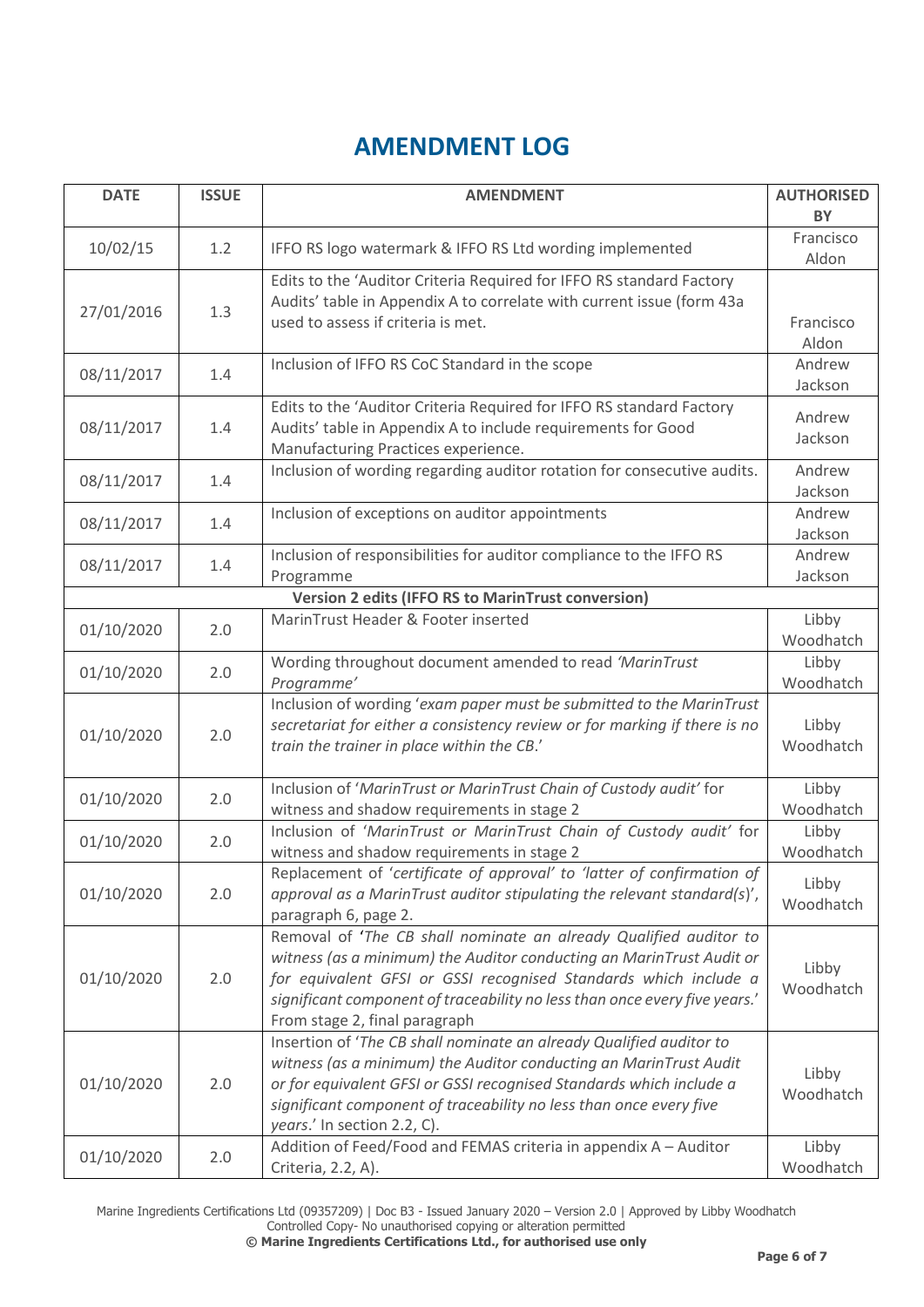# AMENDMENT LOG

| DATE | ISSUE | AMENDMENT | AUTHORISED BY |
|---|---|---|---|
| 10/02/15 | 1.2 | IFFO RS logo watermark & IFFO RS Ltd wording implemented | Francisco Aldon |
| 27/01/2016 | 1.3 | Edits to the 'Auditor Criteria Required for IFFO RS standard Factory Audits' table in Appendix A to correlate with current issue (form 43a used to assess if criteria is met. | Francisco Aldon |
| 08/11/2017 | 1.4 | Inclusion of IFFO RS CoC Standard in the scope | Andrew Jackson |
| 08/11/2017 | 1.4 | Edits to the 'Auditor Criteria Required for IFFO RS standard Factory Audits' table in Appendix A to include requirements for Good Manufacturing Practices experience. | Andrew Jackson |
| 08/11/2017 | 1.4 | Inclusion of wording regarding auditor rotation for consecutive audits. | Andrew Jackson |
| 08/11/2017 | 1.4 | Inclusion of exceptions on auditor appointments | Andrew Jackson |
| 08/11/2017 | 1.4 | Inclusion of responsibilities for auditor compliance to the IFFO RS Programme | Andrew Jackson |
| **Version 2 edits (IFFO RS to MarinTrust conversion)** | | | |
| 01/10/2020 | 2.0 | MarinTrust Header & Footer inserted | Libby Woodhatch |
| 01/10/2020 | 2.0 | Wording throughout document amended to read *'MarinTrust Programme'* | Libby Woodhatch |
| 01/10/2020 | 2.0 | Inclusion of wording '*exam paper must be submitted to the MarinTrust secretariat for either a consistency review or for marking if there is no train the trainer in place within the CB*.' | Libby Woodhatch |
| 01/10/2020 | 2.0 | Inclusion of '*MarinTrust or MarinTrust Chain of Custody audit'* for witness and shadow requirements in stage 2 | Libby Woodhatch |
| 01/10/2020 | 2.0 | Inclusion of '*MarinTrust or MarinTrust Chain of Custody audit'* for witness and shadow requirements in stage 2 | Libby Woodhatch |
| 01/10/2020 | 2.0 | Replacement of '*certificate of approval*' to '*latter of confirmation of approval as a MarinTrust auditor stipulating the relevant standard(s)*', paragraph 6, page 2. | Libby Woodhatch |
| 01/10/2020 | 2.0 | Removal of '*The CB shall nominate an already Qualified auditor to witness (as a minimum) the Auditor conducting an MarinTrust Audit or for equivalent GFSI or GSSI recognised Standards which include a significant component of traceability no less than once every five years.*' From stage 2, final paragraph | Libby Woodhatch |
| 01/10/2020 | 2.0 | Insertion of '*The CB shall nominate an already Qualified auditor to witness (as a minimum) the Auditor conducting an MarinTrust Audit or for equivalent GFSI or GSSI recognised Standards which include a significant component of traceability no less than once every five years*.' In section 2.2, C). | Libby Woodhatch |
| 01/10/2020 | 2.0 | Addition of Feed/Food and FEMAS criteria in appendix A – Auditor Criteria, 2.2, A). | Libby Woodhatch |